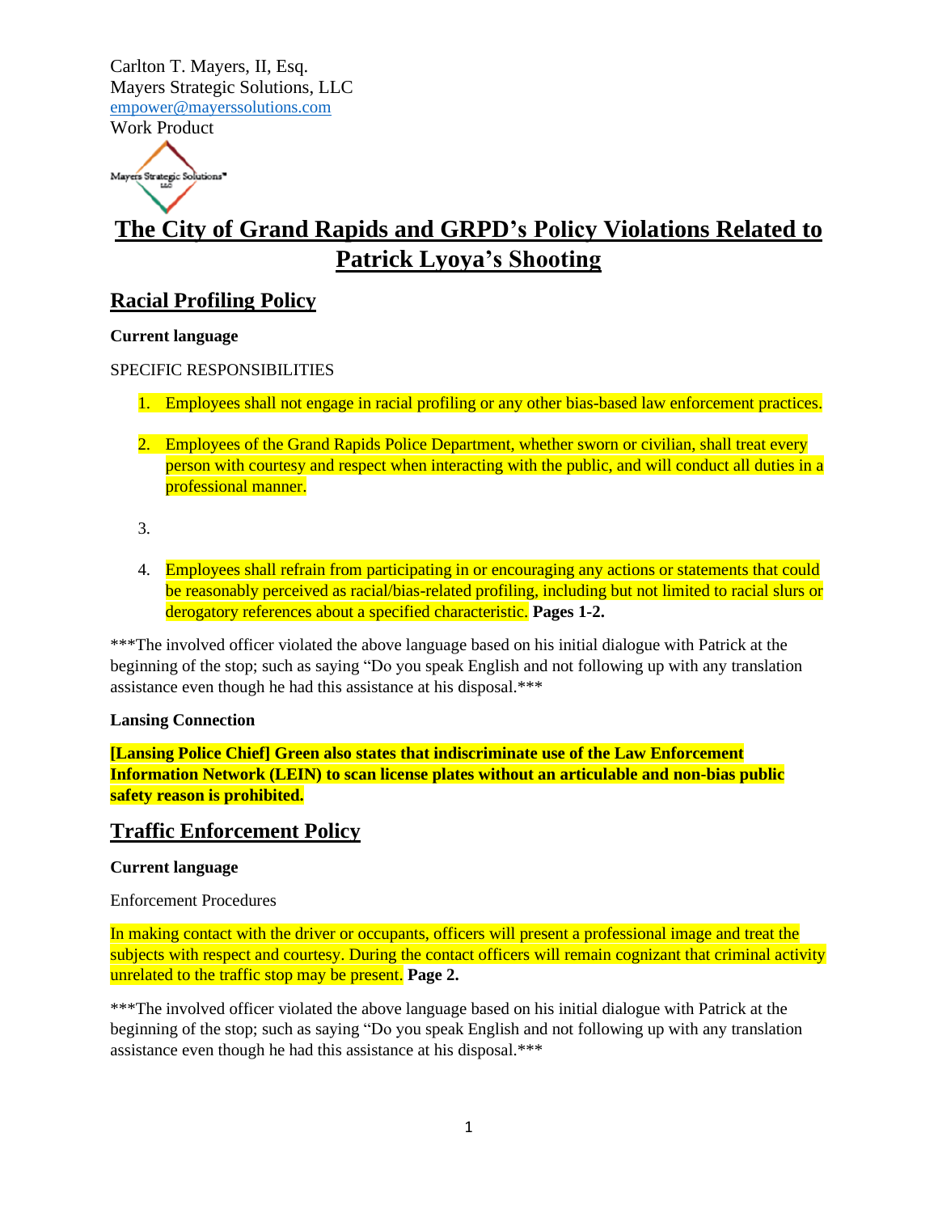Carlton T. Mayers, II, Esq.
Mayers Strategic Solutions, LLC
empower@mayerssolutions.com
Work Product

# The City of Grand Rapids and GRPD's Policy Violations Related to Patrick Lyoya's Shooting

## Racial Profiling Policy

**Current language**

SPECIFIC RESPONSIBILITIES

1. Employees shall not engage in racial profiling or any other bias-based law enforcement practices.

2. Employees of the Grand Rapids Police Department, whether sworn or civilian, shall treat every person with courtesy and respect when interacting with the public, and will conduct all duties in a professional manner.

3. 

4. Employees shall refrain from participating in or encouraging any actions or statements that could be reasonably perceived as racial/bias-related profiling, including but not limited to racial slurs or derogatory references about a specified characteristic. **Pages 1-2.**

***The involved officer violated the above language based on his initial dialogue with Patrick at the beginning of the stop; such as saying "Do you speak English and not following up with any translation assistance even though he had this assistance at his disposal.***

**Lansing Connection**

**[Lansing Police Chief] Green also states that indiscriminate use of the Law Enforcement Information Network (LEIN) to scan license plates without an articulable and non-bias public safety reason is prohibited.**

## Traffic Enforcement Policy

**Current language**

Enforcement Procedures

In making contact with the driver or occupants, officers will present a professional image and treat the subjects with respect and courtesy. During the contact officers will remain cognizant that criminal activity unrelated to the traffic stop may be present. **Page 2.**

***The involved officer violated the above language based on his initial dialogue with Patrick at the beginning of the stop; such as saying "Do you speak English and not following up with any translation assistance even though he had this assistance at his disposal.***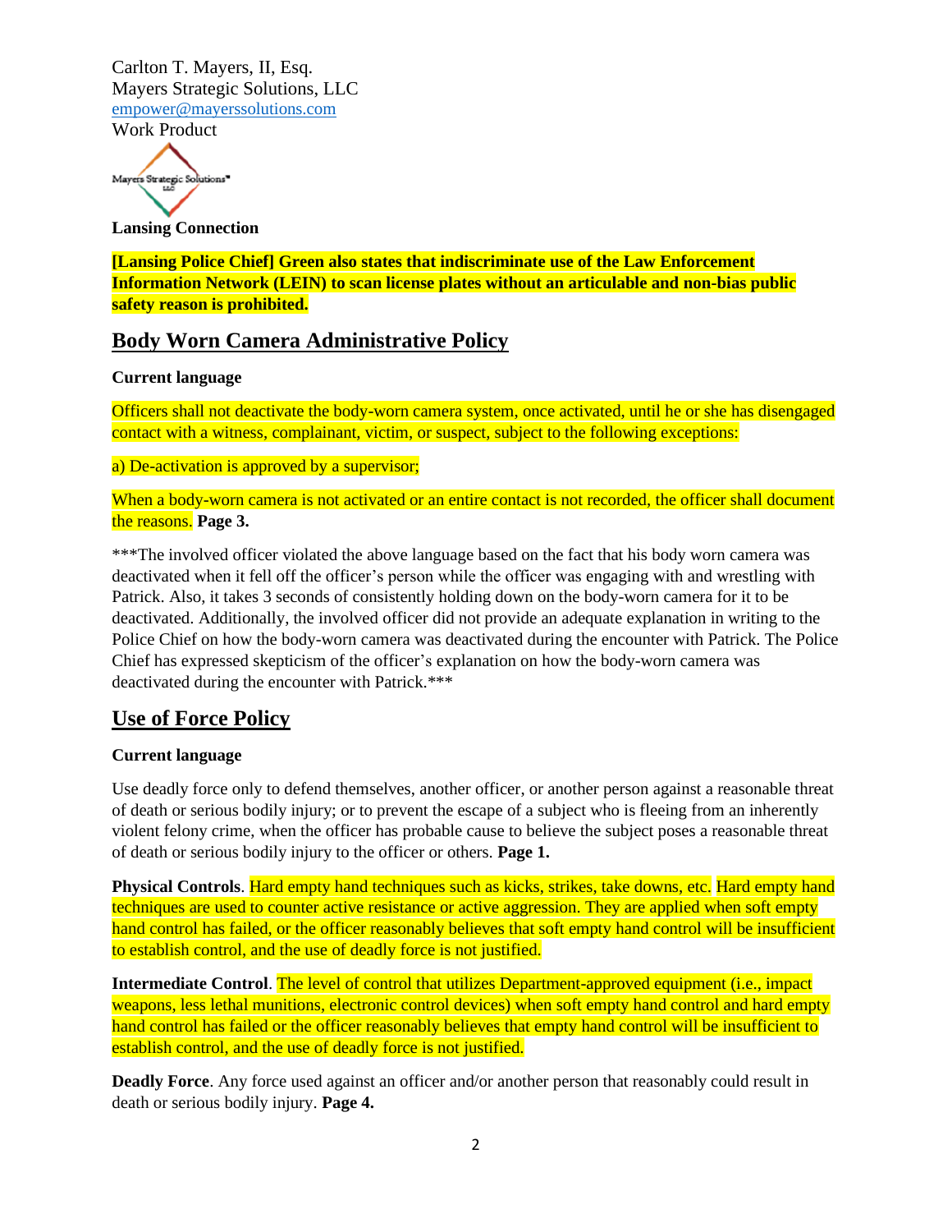Carlton T. Mayers, II, Esq.
Mayers Strategic Solutions, LLC
empower@mayerssolutions.com
Work Product

**Lansing Connection**

**[Lansing Police Chief] Green also states that indiscriminate use of the Law Enforcement Information Network (LEIN) to scan license plates without an articulable and non-bias public safety reason is prohibited.**

## Body Worn Camera Administrative Policy

**Current language**

Officers shall not deactivate the body-worn camera system, once activated, until he or she has disengaged contact with a witness, complainant, victim, or suspect, subject to the following exceptions:

a) De-activation is approved by a supervisor;

When a body-worn camera is not activated or an entire contact is not recorded, the officer shall document the reasons. **Page 3.**

***The involved officer violated the above language based on the fact that his body worn camera was deactivated when it fell off the officer's person while the officer was engaging with and wrestling with Patrick. Also, it takes 3 seconds of consistently holding down on the body-worn camera for it to be deactivated. Additionally, the involved officer did not provide an adequate explanation in writing to the Police Chief on how the body-worn camera was deactivated during the encounter with Patrick. The Police Chief has expressed skepticism of the officer's explanation on how the body-worn camera was deactivated during the encounter with Patrick.***

## Use of Force Policy

**Current language**

Use deadly force only to defend themselves, another officer, or another person against a reasonable threat of death or serious bodily injury; or to prevent the escape of a subject who is fleeing from an inherently violent felony crime, when the officer has probable cause to believe the subject poses a reasonable threat of death or serious bodily injury to the officer or others. **Page 1.**

**Physical Controls**. Hard empty hand techniques such as kicks, strikes, take downs, etc. Hard empty hand techniques are used to counter active resistance or active aggression. They are applied when soft empty hand control has failed, or the officer reasonably believes that soft empty hand control will be insufficient to establish control, and the use of deadly force is not justified.

**Intermediate Control**. The level of control that utilizes Department-approved equipment (i.e., impact weapons, less lethal munitions, electronic control devices) when soft empty hand control and hard empty hand control has failed or the officer reasonably believes that empty hand control will be insufficient to establish control, and the use of deadly force is not justified.

**Deadly Force**. Any force used against an officer and/or another person that reasonably could result in death or serious bodily injury. **Page 4.**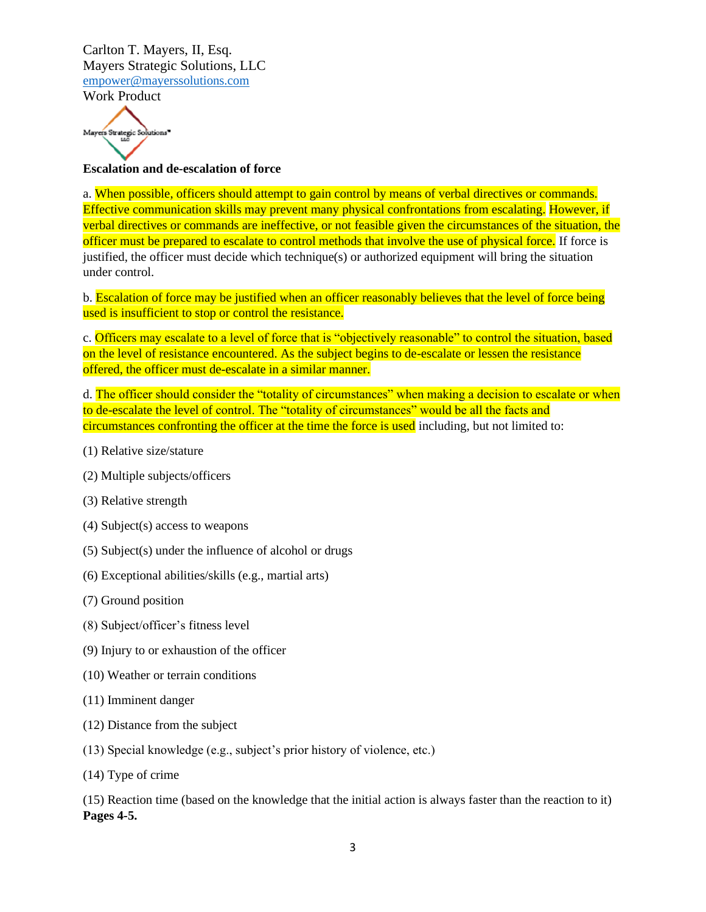Carlton T. Mayers, II, Esq.
Mayers Strategic Solutions, LLC
empower@mayerssolutions.com
Work Product

**Escalation and de-escalation of force**

a. When possible, officers should attempt to gain control by means of verbal directives or commands. Effective communication skills may prevent many physical confrontations from escalating. However, if verbal directives or commands are ineffective, or not feasible given the circumstances of the situation, the officer must be prepared to escalate to control methods that involve the use of physical force. If force is justified, the officer must decide which technique(s) or authorized equipment will bring the situation under control.

b. Escalation of force may be justified when an officer reasonably believes that the level of force being used is insufficient to stop or control the resistance.

c. Officers may escalate to a level of force that is "objectively reasonable" to control the situation, based on the level of resistance encountered. As the subject begins to de-escalate or lessen the resistance offered, the officer must de-escalate in a similar manner.

d. The officer should consider the "totality of circumstances" when making a decision to escalate or when to de-escalate the level of control. The "totality of circumstances" would be all the facts and circumstances confronting the officer at the time the force is used including, but not limited to:

(1) Relative size/stature

(2) Multiple subjects/officers

(3) Relative strength

(4) Subject(s) access to weapons

(5) Subject(s) under the influence of alcohol or drugs

(6) Exceptional abilities/skills (e.g., martial arts)

(7) Ground position

(8) Subject/officer's fitness level

(9) Injury to or exhaustion of the officer

(10) Weather or terrain conditions

(11) Imminent danger

(12) Distance from the subject

(13) Special knowledge (e.g., subject's prior history of violence, etc.)

(14) Type of crime

(15) Reaction time (based on the knowledge that the initial action is always faster than the reaction to it)
**Pages 4-5.**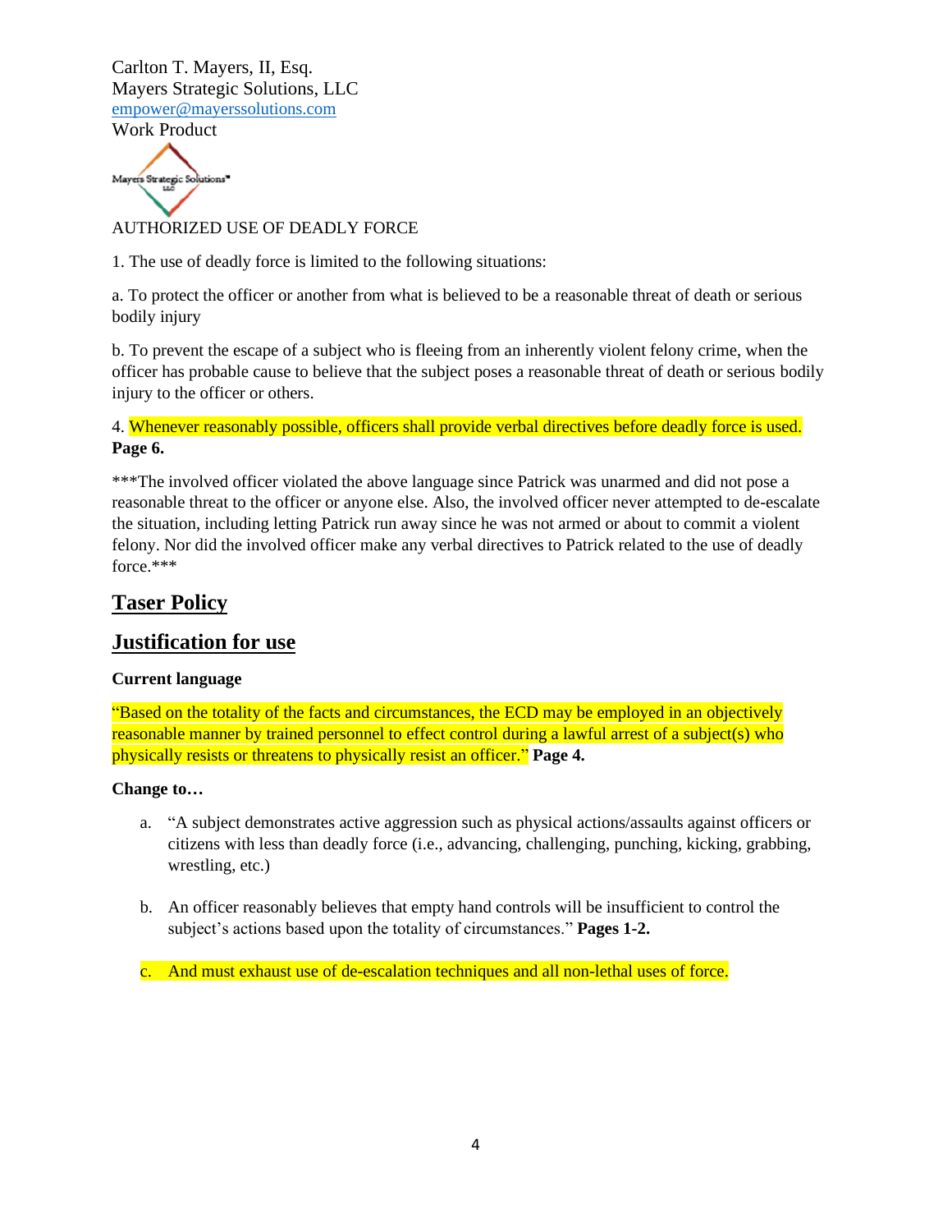Carlton T. Mayers, II, Esq.
Mayers Strategic Solutions, LLC
empower@mayerssolutions.com
Work Product

AUTHORIZED USE OF DEADLY FORCE

1. The use of deadly force is limited to the following situations:

a. To protect the officer or another from what is believed to be a reasonable threat of death or serious bodily injury

b. To prevent the escape of a subject who is fleeing from an inherently violent felony crime, when the officer has probable cause to believe that the subject poses a reasonable threat of death or serious bodily injury to the officer or others.

4. Whenever reasonably possible, officers shall provide verbal directives before deadly force is used. **Page 6.**

***The involved officer violated the above language since Patrick was unarmed and did not pose a reasonable threat to the officer or anyone else. Also, the involved officer never attempted to de-escalate the situation, including letting Patrick run away since he was not armed or about to commit a violent felony. Nor did the involved officer make any verbal directives to Patrick related to the use of deadly force.***

## Taser Policy

## Justification for use

**Current language**

"Based on the totality of the facts and circumstances, the ECD may be employed in an objectively reasonable manner by trained personnel to effect control during a lawful arrest of a subject(s) who physically resists or threatens to physically resist an officer." **Page 4.**

**Change to…**

a. "A subject demonstrates active aggression such as physical actions/assaults against officers or citizens with less than deadly force (i.e., advancing, challenging, punching, kicking, grabbing, wrestling, etc.)

b. An officer reasonably believes that empty hand controls will be insufficient to control the subject's actions based upon the totality of circumstances." **Pages 1-2.**

c. And must exhaust use of de-escalation techniques and all non-lethal uses of force.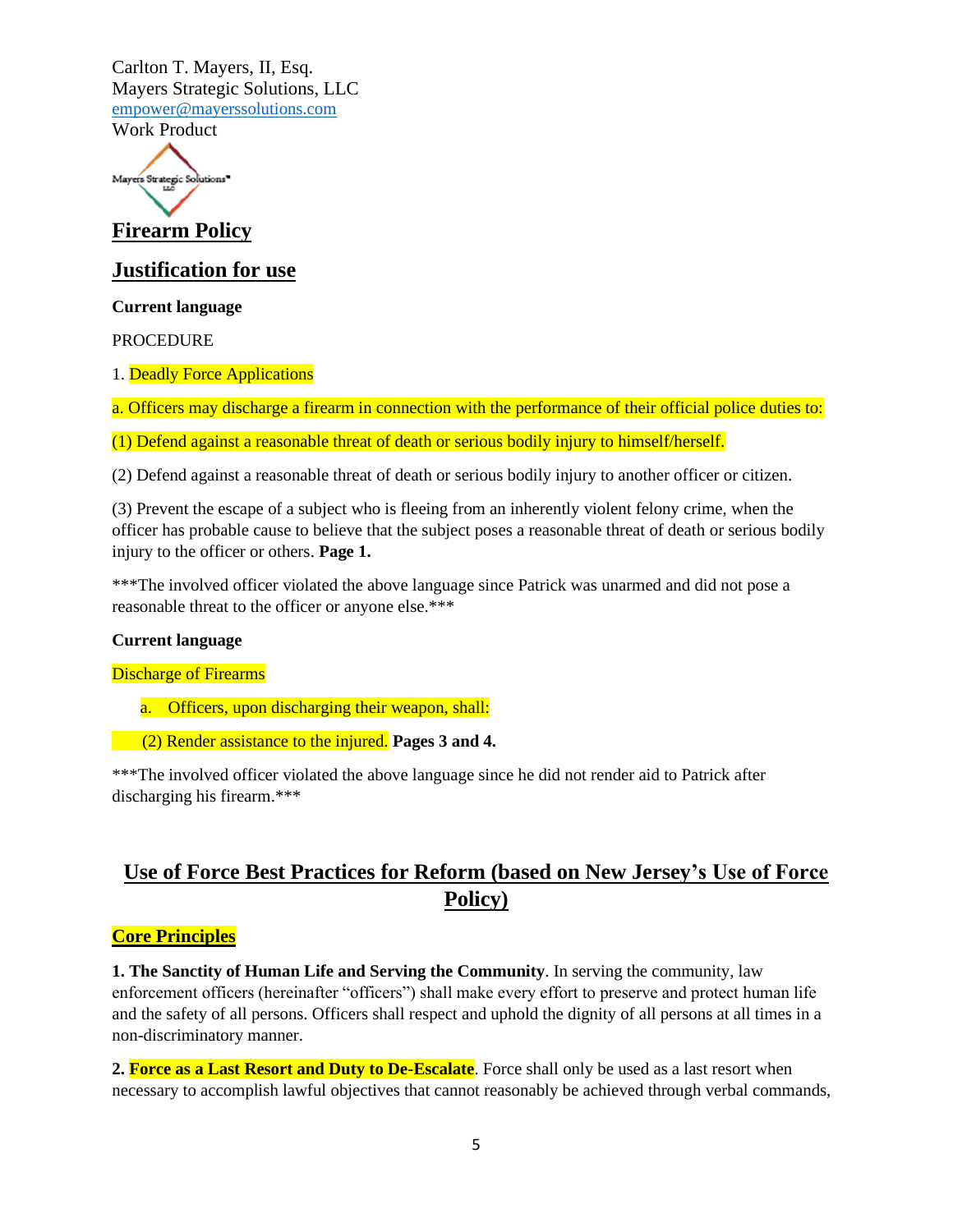Carlton T. Mayers, II, Esq.
Mayers Strategic Solutions, LLC
empower@mayerssolutions.com
Work Product

## Firearm Policy

## Justification for use

**Current language**

PROCEDURE

1. Deadly Force Applications

a. Officers may discharge a firearm in connection with the performance of their official police duties to:

(1) Defend against a reasonable threat of death or serious bodily injury to himself/herself.

(2) Defend against a reasonable threat of death or serious bodily injury to another officer or citizen.

(3) Prevent the escape of a subject who is fleeing from an inherently violent felony crime, when the officer has probable cause to believe that the subject poses a reasonable threat of death or serious bodily injury to the officer or others. **Page 1.**

***The involved officer violated the above language since Patrick was unarmed and did not pose a reasonable threat to the officer or anyone else.***

**Current language**

Discharge of Firearms

a. Officers, upon discharging their weapon, shall:

(2) Render assistance to the injured. **Pages 3 and 4.**

***The involved officer violated the above language since he did not render aid to Patrick after discharging his firearm.***

## Use of Force Best Practices for Reform (based on New Jersey's Use of Force Policy)

### Core Principles

**1. The Sanctity of Human Life and Serving the Community**. In serving the community, law enforcement officers (hereinafter "officers") shall make every effort to preserve and protect human life and the safety of all persons. Officers shall respect and uphold the dignity of all persons at all times in a non-discriminatory manner.

**2. Force as a Last Resort and Duty to De-Escalate**. Force shall only be used as a last resort when necessary to accomplish lawful objectives that cannot reasonably be achieved through verbal commands,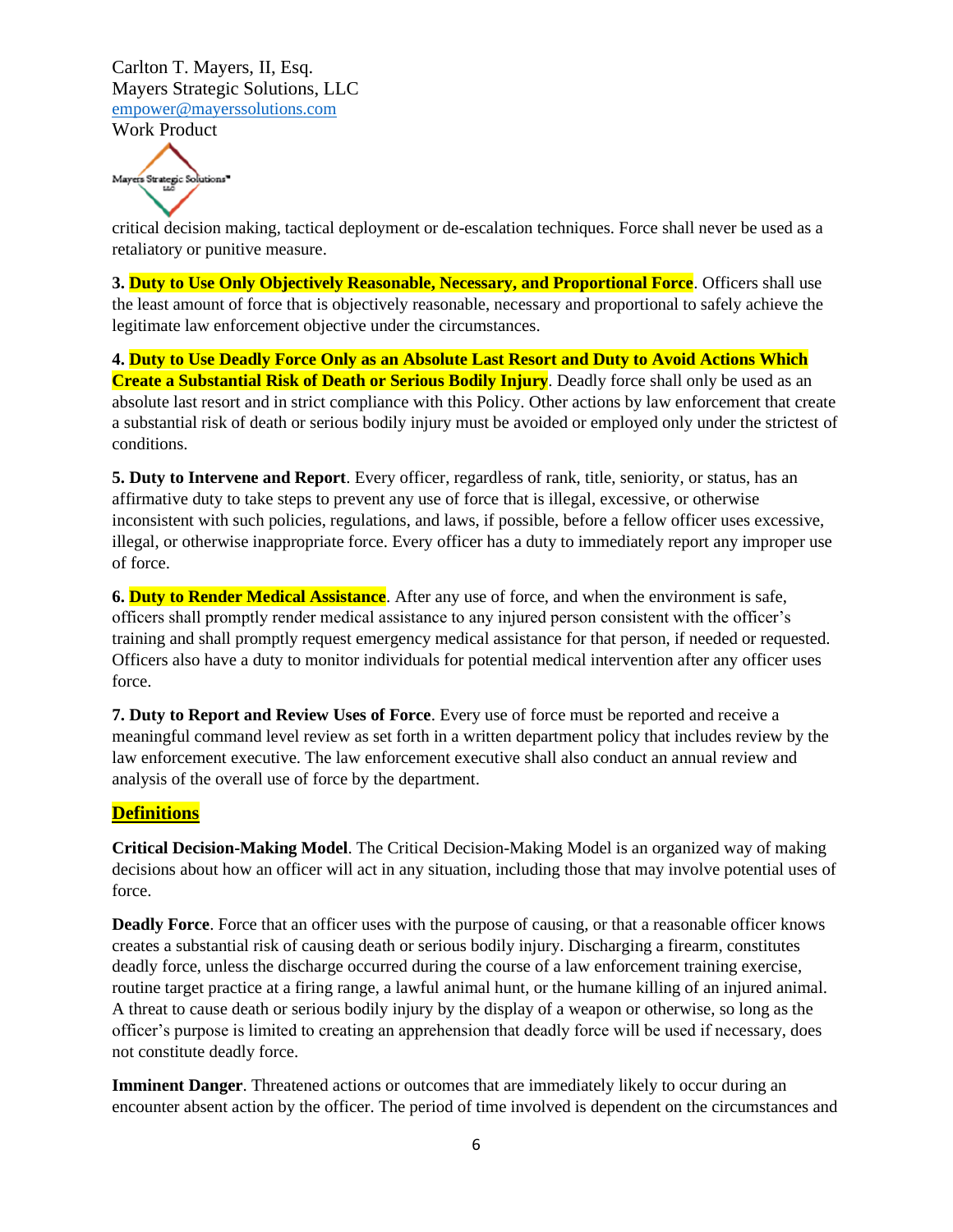critical decision making, tactical deployment or de-escalation techniques. Force shall never be used as a retaliatory or punitive measure.

**3. Duty to Use Only Objectively Reasonable, Necessary, and Proportional Force**. Officers shall use the least amount of force that is objectively reasonable, necessary and proportional to safely achieve the legitimate law enforcement objective under the circumstances.

**4. Duty to Use Deadly Force Only as an Absolute Last Resort and Duty to Avoid Actions Which Create a Substantial Risk of Death or Serious Bodily Injury**. Deadly force shall only be used as an absolute last resort and in strict compliance with this Policy. Other actions by law enforcement that create a substantial risk of death or serious bodily injury must be avoided or employed only under the strictest of conditions.

**5. Duty to Intervene and Report**. Every officer, regardless of rank, title, seniority, or status, has an affirmative duty to take steps to prevent any use of force that is illegal, excessive, or otherwise inconsistent with such policies, regulations, and laws, if possible, before a fellow officer uses excessive, illegal, or otherwise inappropriate force. Every officer has a duty to immediately report any improper use of force.

**6. Duty to Render Medical Assistance**. After any use of force, and when the environment is safe, officers shall promptly render medical assistance to any injured person consistent with the officer's training and shall promptly request emergency medical assistance for that person, if needed or requested. Officers also have a duty to monitor individuals for potential medical intervention after any officer uses force.

**7. Duty to Report and Review Uses of Force**. Every use of force must be reported and receive a meaningful command level review as set forth in a written department policy that includes review by the law enforcement executive. The law enforcement executive shall also conduct an annual review and analysis of the overall use of force by the department.

## Definitions

**Critical Decision-Making Model**. The Critical Decision-Making Model is an organized way of making decisions about how an officer will act in any situation, including those that may involve potential uses of force.

**Deadly Force**. Force that an officer uses with the purpose of causing, or that a reasonable officer knows creates a substantial risk of causing death or serious bodily injury. Discharging a firearm, constitutes deadly force, unless the discharge occurred during the course of a law enforcement training exercise, routine target practice at a firing range, a lawful animal hunt, or the humane killing of an injured animal. A threat to cause death or serious bodily injury by the display of a weapon or otherwise, so long as the officer's purpose is limited to creating an apprehension that deadly force will be used if necessary, does not constitute deadly force.

**Imminent Danger**. Threatened actions or outcomes that are immediately likely to occur during an encounter absent action by the officer. The period of time involved is dependent on the circumstances and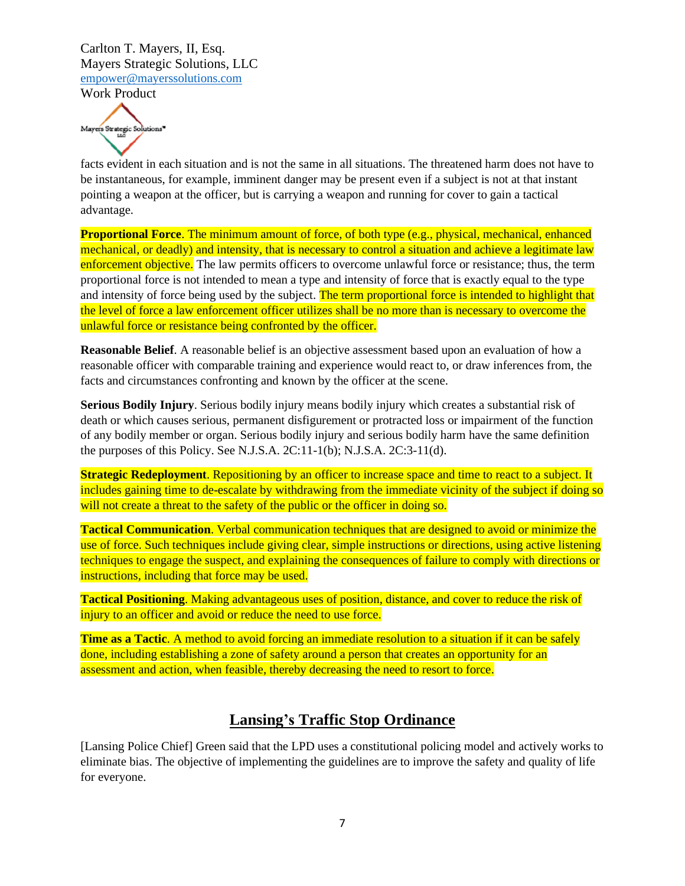facts evident in each situation and is not the same in all situations. The threatened harm does not have to be instantaneous, for example, imminent danger may be present even if a subject is not at that instant pointing a weapon at the officer, but is carrying a weapon and running for cover to gain a tactical advantage.

**Proportional Force**. The minimum amount of force, of both type (e.g., physical, mechanical, enhanced mechanical, or deadly) and intensity, that is necessary to control a situation and achieve a legitimate law enforcement objective. The law permits officers to overcome unlawful force or resistance; thus, the term proportional force is not intended to mean a type and intensity of force that is exactly equal to the type and intensity of force being used by the subject. The term proportional force is intended to highlight that the level of force a law enforcement officer utilizes shall be no more than is necessary to overcome the unlawful force or resistance being confronted by the officer.

**Reasonable Belief**. A reasonable belief is an objective assessment based upon an evaluation of how a reasonable officer with comparable training and experience would react to, or draw inferences from, the facts and circumstances confronting and known by the officer at the scene.

**Serious Bodily Injury**. Serious bodily injury means bodily injury which creates a substantial risk of death or which causes serious, permanent disfigurement or protracted loss or impairment of the function of any bodily member or organ. Serious bodily injury and serious bodily harm have the same definition the purposes of this Policy. See N.J.S.A. 2C:11-1(b); N.J.S.A. 2C:3-11(d).

**Strategic Redeployment**. Repositioning by an officer to increase space and time to react to a subject. It includes gaining time to de-escalate by withdrawing from the immediate vicinity of the subject if doing so will not create a threat to the safety of the public or the officer in doing so.

**Tactical Communication**. Verbal communication techniques that are designed to avoid or minimize the use of force. Such techniques include giving clear, simple instructions or directions, using active listening techniques to engage the suspect, and explaining the consequences of failure to comply with directions or instructions, including that force may be used.

**Tactical Positioning**. Making advantageous uses of position, distance, and cover to reduce the risk of injury to an officer and avoid or reduce the need to use force.

**Time as a Tactic**. A method to avoid forcing an immediate resolution to a situation if it can be safely done, including establishing a zone of safety around a person that creates an opportunity for an assessment and action, when feasible, thereby decreasing the need to resort to force.

## Lansing's Traffic Stop Ordinance

[Lansing Police Chief] Green said that the LPD uses a constitutional policing model and actively works to eliminate bias. The objective of implementing the guidelines are to improve the safety and quality of life for everyone.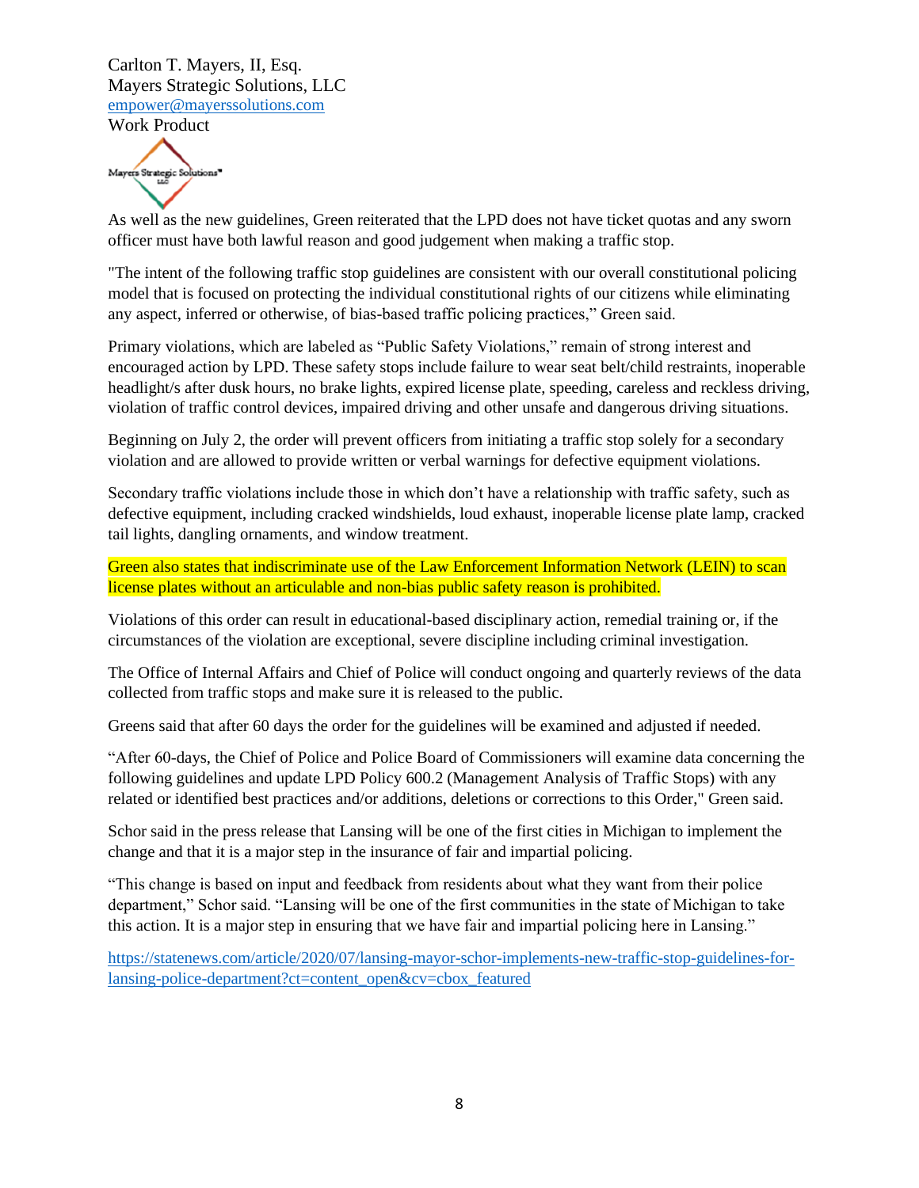Carlton T. Mayers, II, Esq.
Mayers Strategic Solutions, LLC
empower@mayerssolutions.com
Work Product

As well as the new guidelines, Green reiterated that the LPD does not have ticket quotas and any sworn officer must have both lawful reason and good judgement when making a traffic stop.

"The intent of the following traffic stop guidelines are consistent with our overall constitutional policing model that is focused on protecting the individual constitutional rights of our citizens while eliminating any aspect, inferred or otherwise, of bias-based traffic policing practices," Green said.

Primary violations, which are labeled as "Public Safety Violations," remain of strong interest and encouraged action by LPD. These safety stops include failure to wear seat belt/child restraints, inoperable headlight/s after dusk hours, no brake lights, expired license plate, speeding, careless and reckless driving, violation of traffic control devices, impaired driving and other unsafe and dangerous driving situations.

Beginning on July 2, the order will prevent officers from initiating a traffic stop solely for a secondary violation and are allowed to provide written or verbal warnings for defective equipment violations.

Secondary traffic violations include those in which don't have a relationship with traffic safety, such as defective equipment, including cracked windshields, loud exhaust, inoperable license plate lamp, cracked tail lights, dangling ornaments, and window treatment.

Green also states that indiscriminate use of the Law Enforcement Information Network (LEIN) to scan license plates without an articulable and non-bias public safety reason is prohibited.

Violations of this order can result in educational-based disciplinary action, remedial training or, if the circumstances of the violation are exceptional, severe discipline including criminal investigation.

The Office of Internal Affairs and Chief of Police will conduct ongoing and quarterly reviews of the data collected from traffic stops and make sure it is released to the public.

Greens said that after 60 days the order for the guidelines will be examined and adjusted if needed.

"After 60-days, the Chief of Police and Police Board of Commissioners will examine data concerning the following guidelines and update LPD Policy 600.2 (Management Analysis of Traffic Stops) with any related or identified best practices and/or additions, deletions or corrections to this Order," Green said.

Schor said in the press release that Lansing will be one of the first cities in Michigan to implement the change and that it is a major step in the insurance of fair and impartial policing.

"This change is based on input and feedback from residents about what they want from their police department," Schor said. "Lansing will be one of the first communities in the state of Michigan to take this action. It is a major step in ensuring that we have fair and impartial policing here in Lansing."

https://statenews.com/article/2020/07/lansing-mayor-schor-implements-new-traffic-stop-guidelines-for-lansing-police-department?ct=content_open&cv=cbox_featured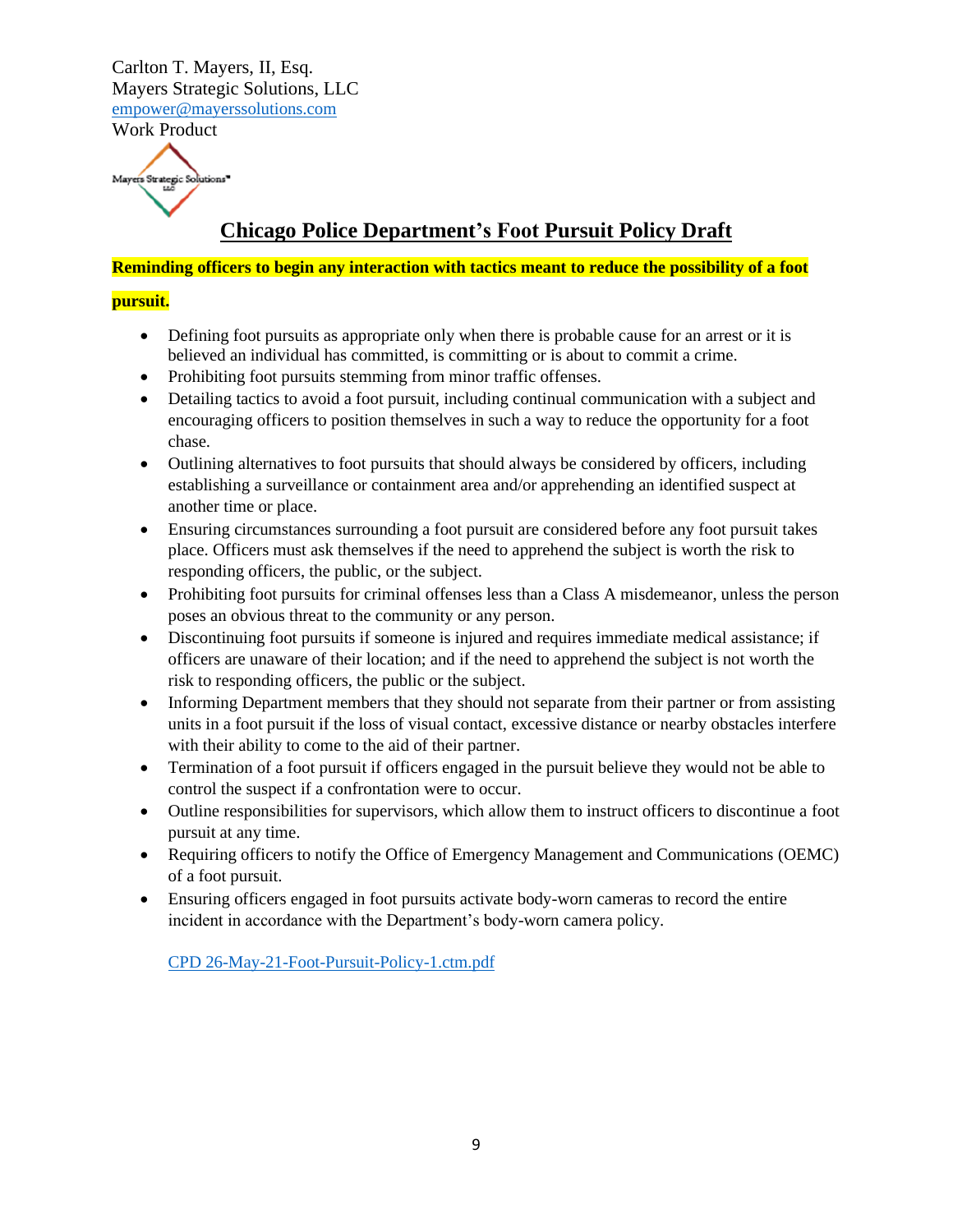Carlton T. Mayers, II, Esq.
Mayers Strategic Solutions, LLC
empower@mayerssolutions.com
Work Product

## Chicago Police Department's Foot Pursuit Policy Draft

**Reminding officers to begin any interaction with tactics meant to reduce the possibility of a foot pursuit.**

- Defining foot pursuits as appropriate only when there is probable cause for an arrest or it is believed an individual has committed, is committing or is about to commit a crime.
- Prohibiting foot pursuits stemming from minor traffic offenses.
- Detailing tactics to avoid a foot pursuit, including continual communication with a subject and encouraging officers to position themselves in such a way to reduce the opportunity for a foot chase.
- Outlining alternatives to foot pursuits that should always be considered by officers, including establishing a surveillance or containment area and/or apprehending an identified suspect at another time or place.
- Ensuring circumstances surrounding a foot pursuit are considered before any foot pursuit takes place. Officers must ask themselves if the need to apprehend the subject is worth the risk to responding officers, the public, or the subject.
- Prohibiting foot pursuits for criminal offenses less than a Class A misdemeanor, unless the person poses an obvious threat to the community or any person.
- Discontinuing foot pursuits if someone is injured and requires immediate medical assistance; if officers are unaware of their location; and if the need to apprehend the subject is not worth the risk to responding officers, the public or the subject.
- Informing Department members that they should not separate from their partner or from assisting units in a foot pursuit if the loss of visual contact, excessive distance or nearby obstacles interfere with their ability to come to the aid of their partner.
- Termination of a foot pursuit if officers engaged in the pursuit believe they would not be able to control the suspect if a confrontation were to occur.
- Outline responsibilities for supervisors, which allow them to instruct officers to discontinue a foot pursuit at any time.
- Requiring officers to notify the Office of Emergency Management and Communications (OEMC) of a foot pursuit.
- Ensuring officers engaged in foot pursuits activate body-worn cameras to record the entire incident in accordance with the Department's body-worn camera policy.

CPD 26-May-21-Foot-Pursuit-Policy-1.ctm.pdf